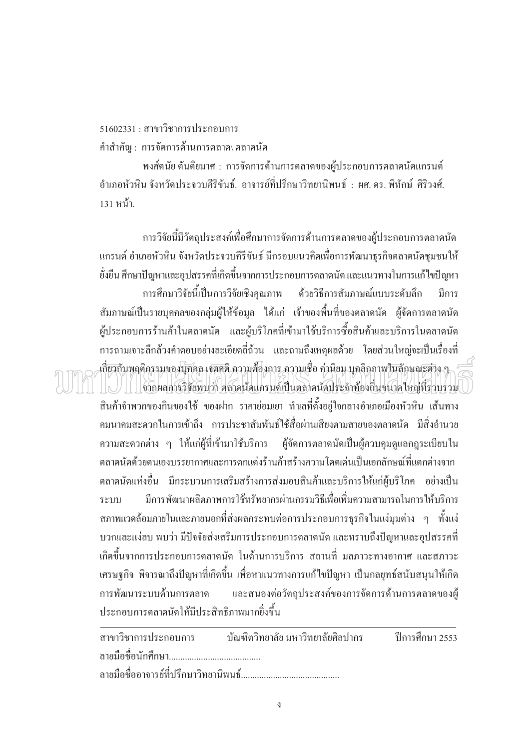51602331 : สาขาวิชาการประกอบการ

คำสำคัญ : การจัดการด้านการตลาด\ ตลาดนัด

พงศ์ดนัย ตันติยมาศ : การจัดการด้านการตลาดของผู้ประกอบการตลาดนัดแกรนด์ อำเภอหัวหิน จังหวัดประจวบคีรีขันธ์. อาจารย์ที่ปรึกษาวิทยานิพนธ์ : ผศ. ดร. พิทักษ์ ศิริวงศ์. 131 หน้า.

การวิจัยนี้มีวัตถุประสงค์เพื่อศึกษาการจัดการด้านการตลาดของผู้ประกอบการตลาดนัดแกรนด์ อำเภอหัวหิน จังหวัดประจวบคีรีขันธ์ มีกรอบแนวคิดเพื่อการพัฒนาธุรกิจตลาดนัดชุมชนให้ยั่งยืน ศึกษาปัญหาและอุปสรรคที่เกิดขึ้นจากการประกอบการตลาดนัด และแนวทางในการแก้ไขปัญหา

การศึกษาวิจัยนี้เป็นการวิจัยเชิงคุณภาพ ด้วยวิธีการสัมภาษณ์แบบระดับลึก มีการสัมภาษณ์เป็นรายบุคคลของกลุ่มผู้ให้ข้อมูล ได้แก่ เจ้าของพื้นที่ของตลาดนัด ผู้จัดการตลาดนัด ผู้ประกอบการร้านค้าในตลาดนัด และผู้บริโภคที่เข้ามาใช้บริการซื้อสินค้าและบริการในตลาดนัด การถามเจาะลึกล้วงคำตอบอย่างละเอียดถี่ถ้วน และถามถึงเหตุผลด้วย โดยส่วนใหญ่จะเป็นเรื่องที่เกี่ยวกับพฤติกรรมของบุคคล เจตคติ ความต้องการ ความเชื่อ ค่านิยม บุคลิกภาพในลักษณะต่าง ๆ

จากผลการวิจัยพบว่า ตลาดนัดแกรนด์เป็นตลาดนัดประจำท้องถิ่นขนาดใหญ่ที่รวบรวมสินค้าจำพวกของกินของใช้ ของฝาก ราคาย่อมเยา ทำเลที่ตั้งอยู่ใจกลางอำเภอเมืองหัวหิน เส้นทางคมนาคมสะดวกในการเข้าถึง การประชาสัมพันธ์ใช้สื่อผ่านเสียงตามสายของตลาดนัด มีสิ่งอำนวยความสะดวกต่าง ๆ ให้แก่ผู้ที่เข้ามาใช้บริการ ผู้จัดการตลาดนัดเป็นผู้ควบคุมดูแลกฎระเบียบในตลาดนัดด้วยตนเองบรรยากาศและการตกแต่งร้านค้าสร้างความโดดเด่นเป็นเอกลักษณ์ที่แตกต่างจากตลาดนัดแห่งอื่น มีกระบวนการเสริมสร้างการส่งมอบสินค้าและบริการให้แก่ผู้บริโภค อย่างเป็นระบบ มีการพัฒนาผลิตภาพการใช้ทรัพยากรผ่านกรรมวิธีเพื่อเพิ่มความสามารถในการให้บริการ สภาพแวดล้อมภายในและภายนอกที่ส่งผลกระทบต่อการประกอบการธุรกิจในแง่มุมต่าง ๆ ทั้งแง่บวกและแง่ลบ พบว่า มีปัจจัยส่งเสริมการประกอบการตลาดนัด และทราบถึงปัญหาและอุปสรรคที่เกิดขึ้นจากการประกอบการตลาดนัด ในด้านการบริการ สถานที่ มลภาวะทางอากาศ และสภาวะเศรษฐกิจ พิจารณาถึงปัญหาที่เกิดขึ้น เพื่อหาแนวทางการแก้ไขปัญหา เป็นกลยุทธ์สนับสนุนให้เกิดการพัฒนาระบบด้านการตลาด และสนองต่อวัตถุประสงค์ของการจัดการด้านการตลาดของผู้ประกอบการตลาดนัดให้มีประสิทธิภาพมากยิ่งขึ้น

---

สาขาวิชาการประกอบการ บัณฑิตวิทยาลัย มหาวิทยาลัยศิลปากร ปีการศึกษา 2553

ลายมือชื่อนักศึกษา........................................

ลายมือชื่ออาจารย์ที่ปรึกษาวิทยานิพนธ์...........................................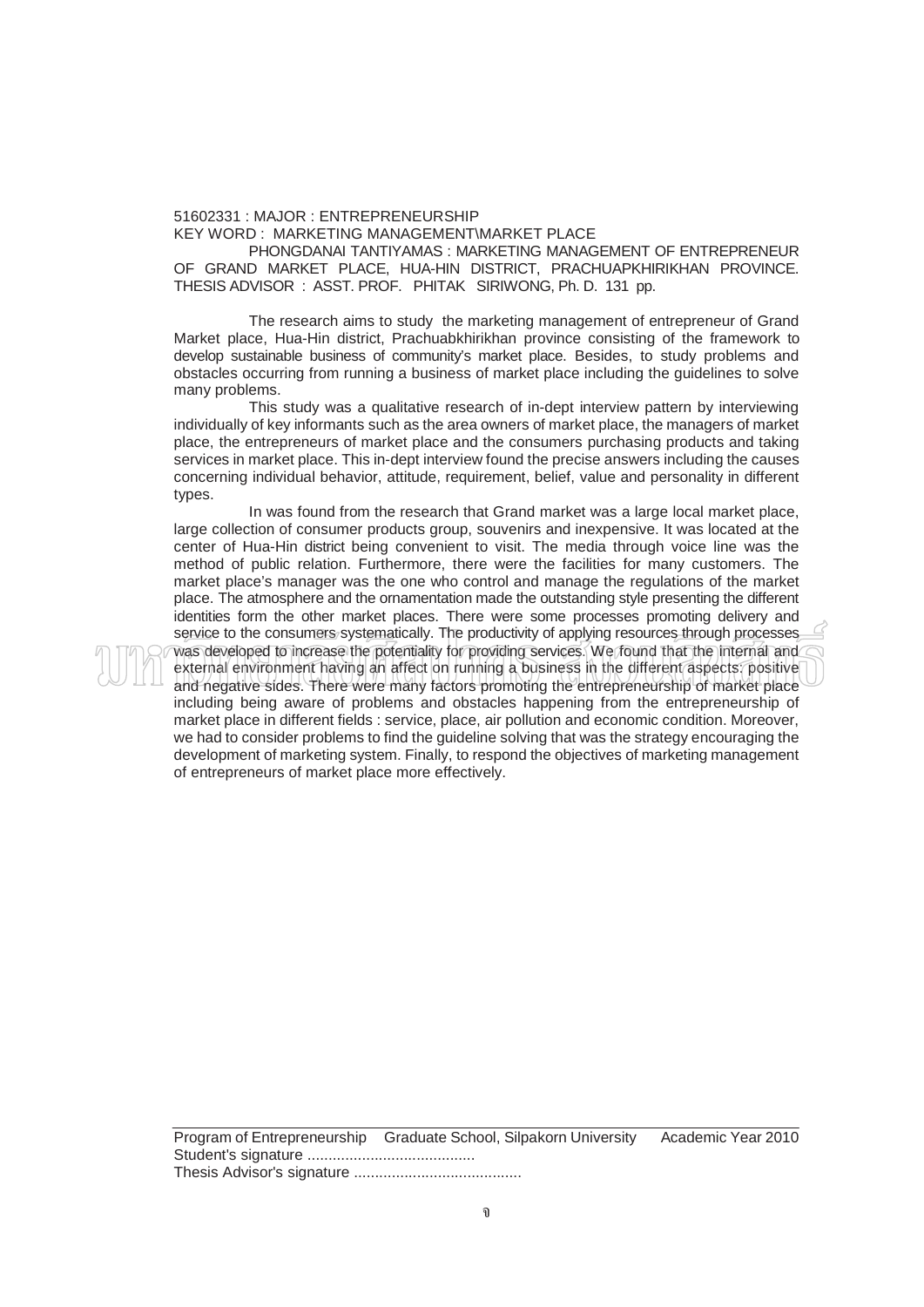51602331 : MAJOR : ENTREPRENEURSHIP

KEY WORD : MARKETING MANAGEMENT\MARKET PLACE

PHONGDANAI TANTIYAMAS : MARKETING MANAGEMENT OF ENTREPRENEUR OF GRAND MARKET PLACE, HUA-HIN DISTRICT, PRACHUAPKHIRIKHAN PROVINCE. THESIS ADVISOR : ASST. PROF. PHITAK SIRIWONG, Ph. D. 131 pp.

The research aims to study the marketing management of entrepreneur of Grand Market place, Hua-Hin district, Prachuabkhirikhan province consisting of the framework to develop sustainable business of community's market place. Besides, to study problems and obstacles occurring from running a business of market place including the guidelines to solve many problems.

This study was a qualitative research of in-dept interview pattern by interviewing individually of key informants such as the area owners of market place, the managers of market place, the entrepreneurs of market place and the consumers purchasing products and taking services in market place. This in-dept interview found the precise answers including the causes concerning individual behavior, attitude, requirement, belief, value and personality in different types.

In was found from the research that Grand market was a large local market place, large collection of consumer products group, souvenirs and inexpensive. It was located at the center of Hua-Hin district being convenient to visit. The media through voice line was the method of public relation. Furthermore, there were the facilities for many customers. The market place's manager was the one who control and manage the regulations of the market place. The atmosphere and the ornamentation made the outstanding style presenting the different identities form the other market places. There were some processes promoting delivery and service to the consumers systematically. The productivity of applying resources through processes was developed to increase the potentiality for providing services. We found that the internal and external environment having an affect on running a business in the different aspects: positive and negative sides. There were many factors promoting the entrepreneurship of market place including being aware of problems and obstacles happening from the entrepreneurship of market place in different fields : service, place, air pollution and economic condition. Moreover, we had to consider problems to find the guideline solving that was the strategy encouraging the development of marketing system. Finally, to respond the objectives of marketing management of entrepreneurs of market place more effectively.

Program of Entrepreneurship Graduate School, Silpakorn University Academic Year 2010

Student's signature ........................................

Thesis Advisor's signature ........................................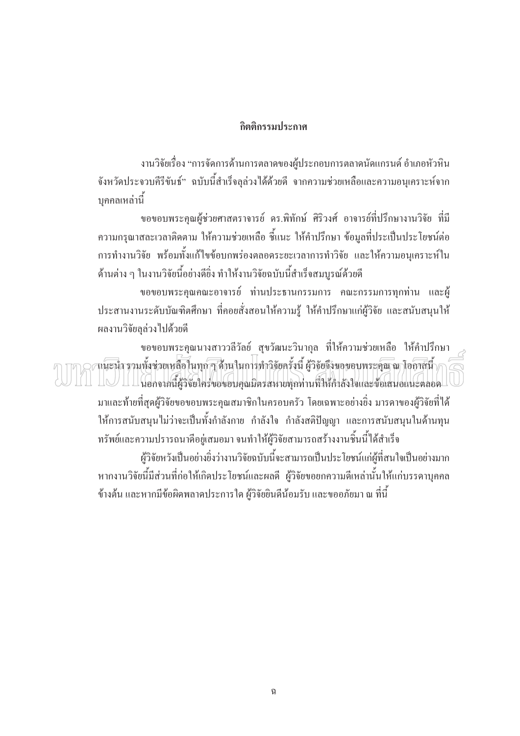## กิตติกรรมประกาศ

งานวิจัยเรื่อง "การจัดการด้านการตลาดของผู้ประกอบการตลาดนัดแกรนด์ อำเภอหัวหิน จังหวัดประจวบคีรีขันธ์" ฉบับนี้สำเร็จลุล่วงได้ด้วยดี จากความช่วยเหลือและความอนุเคราะห์จากบุคคลเหล่านี้

ขอขอบพระคุณผู้ช่วยศาสตราจารย์ ดร.พิทักษ์ ศิริวงศ์ อาจารย์ที่ปรึกษางานวิจัย ที่มีความกรุณาสละเวลาติดตาม ให้ความช่วยเหลือ ชี้แนะ ให้คำปรึกษา ข้อมูลที่ประเป็นประโยชน์ต่อการทำงานวิจัย พร้อมทั้งแก้ไขข้อบกพร่องตลอดระยะเวลาการทำวิจัย และให้ความอนุเคราะห์ในด้านต่าง ๆ ในงานวิจัยนี้อย่างดียิ่ง ทำให้งานวิจัยฉบับนี้สำเร็จสมบูรณ์ด้วยดี

ขอขอบพระคุณคณะอาจารย์ ท่านประธานกรรมการ คณะกรรมการทุกท่าน และผู้ประสานงานระดับบัณฑิตศึกษา ที่คอยสั่งสอนให้ความรู้ ให้คำปรึกษาแก่ผู้วิจัย และสนับสนุนให้ผลงานวิจัยลุล่วงไปด้วยดี

ขอขอบพระคุณนางสาววลีวัลย์ สุขวัฒนะวินากุล ที่ให้ความช่วยเหลือ ให้คำปรึกษาแนะนำ รวมทั้งช่วยเหลือในทุก ๆ ด้านในการทำวิจัยครั้งนี้ ผู้วิจัยจึงขอขอบพระคุณ ณ โอกาสนี้

นอกจากนี้ผู้วิจัยใคร่ขอขอบคุณมิตรสหายทุกท่านที่ให้กำลังใจและข้อเสนอแนะตลอดมาและท้ายที่สุดผู้วิจัยขอขอบพระคุณสมาชิกในครอบครัว โดยเฉพาะอย่างยิ่ง มารดาของผู้วิจัยที่ได้ให้การสนับสนุนไม่ว่าจะเป็นทั้งกำลังกาย กำลังใจ กำลังสติปัญญา และการสนับสนุนในด้านทุนทรัพย์และความปรารถนาดีอยู่เสมอมา จนทำให้ผู้วิจัยสามารถสร้างงานชิ้นนี้ได้สำเร็จ

ผู้วิจัยหวังเป็นอย่างยิ่งว่างานวิจัยฉบับนี้จะสามารถเป็นประโยชน์แก่ผู้ที่สนใจเป็นอย่างมาก หากงานวิจัยนี้มีส่วนที่ก่อให้เกิดประโยชน์และผลดี ผู้วิจัยขอยกความดีเหล่านั้นให้แก่บรรดาบุคคลข้างต้น และหากมีข้อผิดพลาดประการใด ผู้วิจัยยินดีน้อมรับ และขออภัยมา ณ ที่นี้